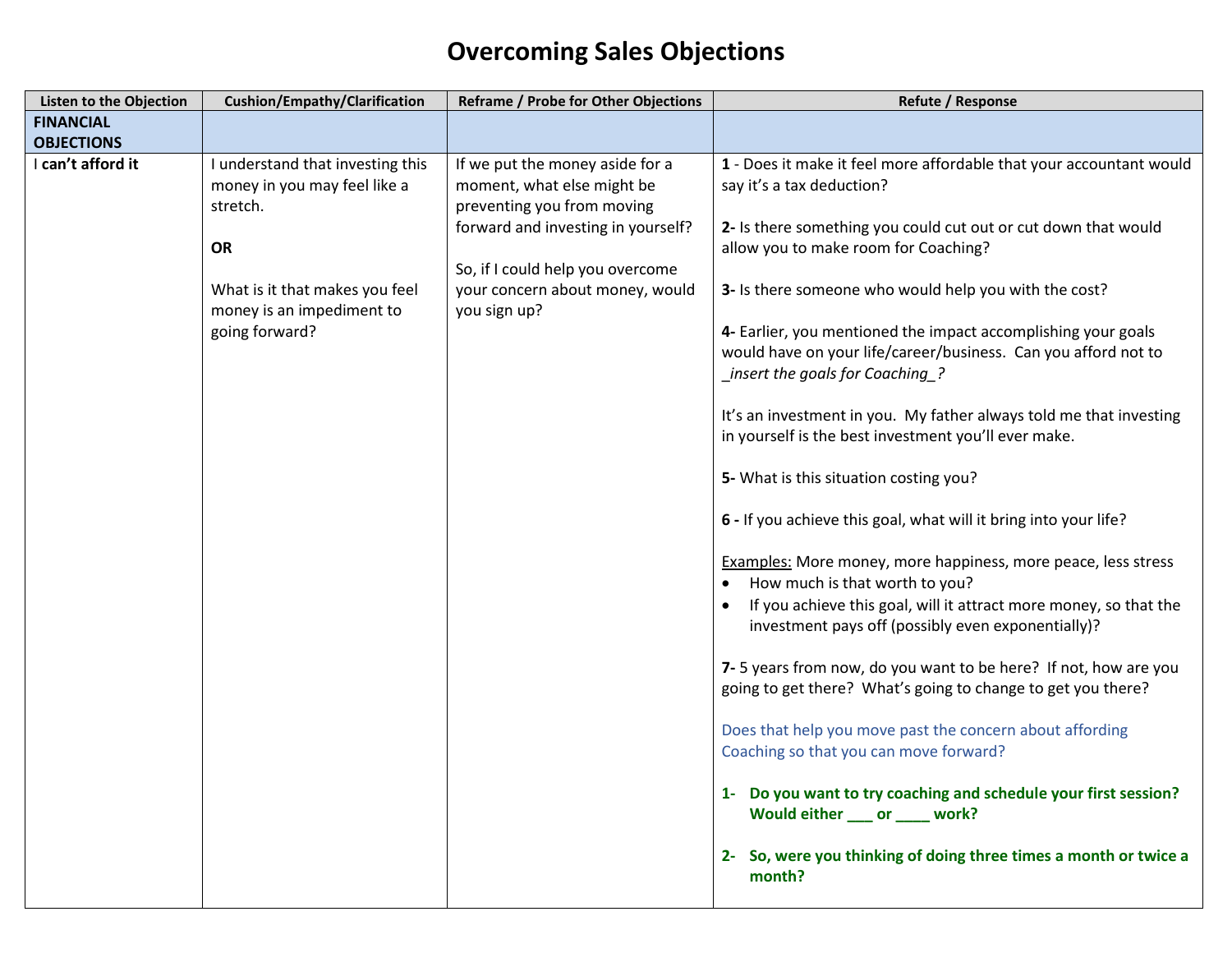# Overcoming Sales Objections

| Listen to the Objection | Cushion/Empathy/Clarification | Reframe / Probe for Other Objections | Refute / Response |
|---|---|---|---|
| **FINANCIAL OBJECTIONS** | | | |
| I **can't afford it** | I understand that investing this money in you may feel like a stretch.<br><br>**OR**<br><br>What is it that makes you feel money is an impediment to going forward? | If we put the money aside for a moment, what else might be preventing you from moving forward and investing in yourself?<br><br>So, if I could help you overcome your concern about money, would you sign up? | **1** - Does it make it feel more affordable that your accountant would say it's a tax deduction?<br><br>**2-** Is there something you could cut out or cut down that would allow you to make room for Coaching?<br><br>**3-** Is there someone who would help you with the cost?<br><br>**4-** Earlier, you mentioned the impact accomplishing your goals would have on your life/career/business. Can you afford not to *_insert the goals for Coaching_?*<br><br>It's an investment in you. My father always told me that investing in yourself is the best investment you'll ever make.<br><br>**5-** What is this situation costing you?<br><br>**6 -** If you achieve this goal, what will it bring into your life?<br><br>Examples: More money, more happiness, more peace, less stress<br>• How much is that worth to you?<br>• If you achieve this goal, will it attract more money, so that the investment pays off (possibly even exponentially)?<br><br>**7-** 5 years from now, do you want to be here? If not, how are you going to get there? What's going to change to get you there?<br><br>Does that help you move past the concern about affording Coaching so that you can move forward?<br><br>**1- Do you want to try coaching and schedule your first session? Would either ___ or ____ work?**<br><br>**2- So, were you thinking of doing three times a month or twice a month?** |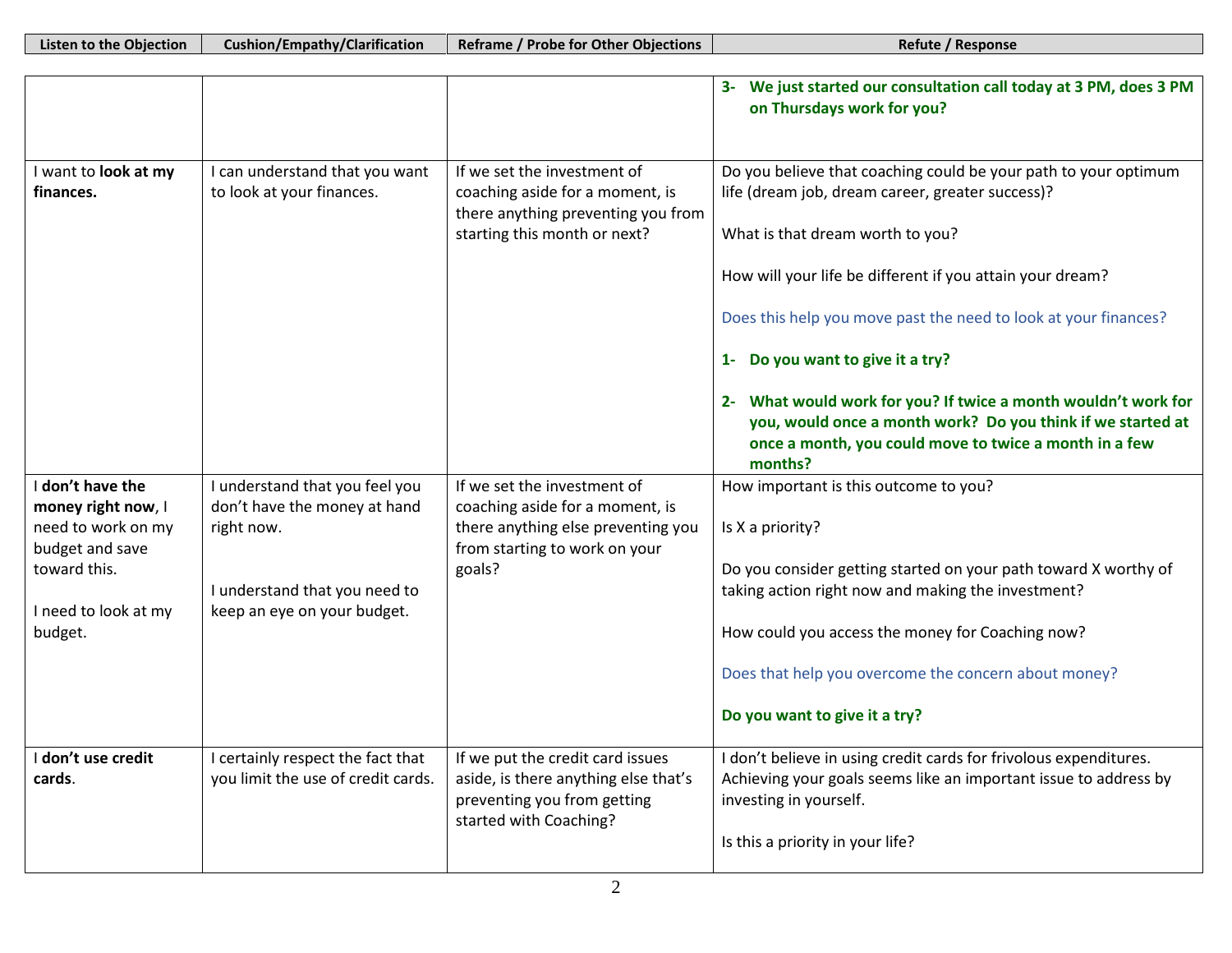| Listen to the Objection | Cushion/Empathy/Clarification | Reframe / Probe for Other Objections | Refute / Response |
|---|---|---|---|
| | | | **3- We just started our consultation call today at 3 PM, does 3 PM on Thursdays work for you?** |
| I want to **look at my finances.** | I can understand that you want to look at your finances. | If we set the investment of coaching aside for a moment, is there anything preventing you from starting this month or next? | Do you believe that coaching could be your path to your optimum life (dream job, dream career, greater success)?<br><br>What is that dream worth to you?<br><br>How will your life be different if you attain your dream?<br><br>Does this help you move past the need to look at your finances?<br><br>**1- Do you want to give it a try?**<br><br>**2- What would work for you? If twice a month wouldn't work for you, would once a month work? Do you think if we started at once a month, you could move to twice a month in a few months?** |
| I **don't have the money right now**, I need to work on my budget and save toward this.<br><br>I need to look at my budget. | I understand that you feel you don't have the money at hand right now.<br><br>I understand that you need to keep an eye on your budget. | If we set the investment of coaching aside for a moment, is there anything else preventing you from starting to work on your goals? | How important is this outcome to you?<br><br>Is X a priority?<br><br>Do you consider getting started on your path toward X worthy of taking action right now and making the investment?<br><br>How could you access the money for Coaching now?<br><br>Does that help you overcome the concern about money?<br><br>**Do you want to give it a try?** |
| I **don't use credit cards**. | I certainly respect the fact that you limit the use of credit cards. | If we put the credit card issues aside, is there anything else that's preventing you from getting started with Coaching? | I don't believe in using credit cards for frivolous expenditures. Achieving your goals seems like an important issue to address by investing in yourself.<br><br>Is this a priority in your life? |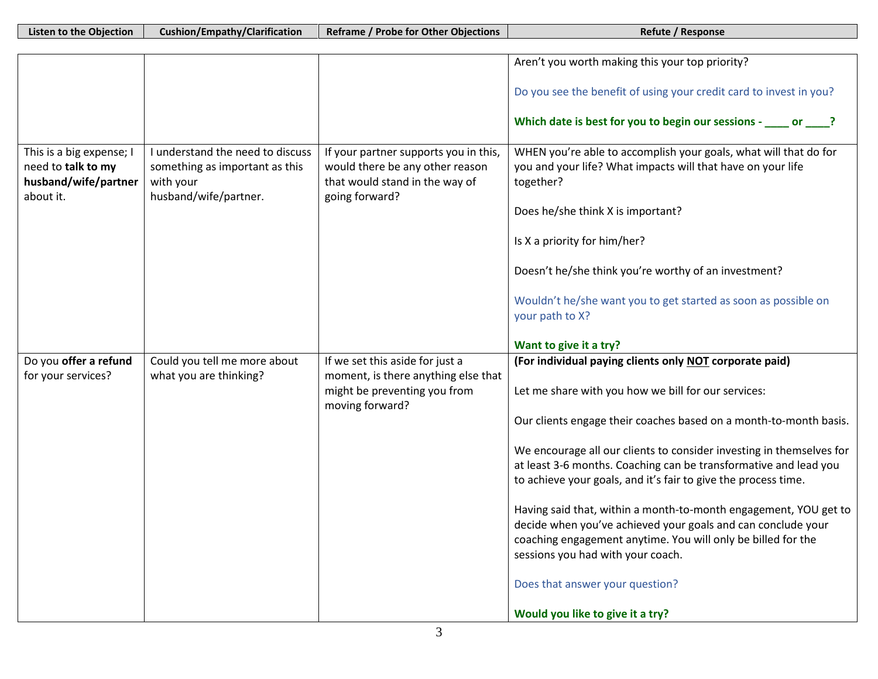| Listen to the Objection | Cushion/Empathy/Clarification | Reframe / Probe for Other Objections | Refute / Response |
|---|---|---|---|
| | | | Aren't you worth making this your top priority?<br><br>Do you see the benefit of using your credit card to invest in you?<br><br>**Which date is best for you to begin our sessions - ____ or ____?** |
| This is a big expense; I need to **talk to my husband/wife/partner** about it. | I understand the need to discuss something as important as this with your husband/wife/partner. | If your partner supports you in this, would there be any other reason that would stand in the way of going forward? | WHEN you're able to accomplish your goals, what will that do for you and your life? What impacts will that have on your life together?<br><br>Does he/she think X is important?<br><br>Is X a priority for him/her?<br><br>Doesn't he/she think you're worthy of an investment?<br><br>Wouldn't he/she want you to get started as soon as possible on your path to X?<br><br>**Want to give it a try?** |
| Do you **offer a refund** for your services? | Could you tell me more about what you are thinking? | If we set this aside for just a moment, is there anything else that might be preventing you from moving forward? | **(For individual paying clients only <u>NOT</u> corporate paid)**<br><br>Let me share with you how we bill for our services:<br><br>Our clients engage their coaches based on a month-to-month basis.<br><br>We encourage all our clients to consider investing in themselves for at least 3-6 months. Coaching can be transformative and lead you to achieve your goals, and it's fair to give the process time.<br><br>Having said that, within a month-to-month engagement, YOU get to decide when you've achieved your goals and can conclude your coaching engagement anytime. You will only be billed for the sessions you had with your coach.<br><br>Does that answer your question?<br><br>**Would you like to give it a try?** |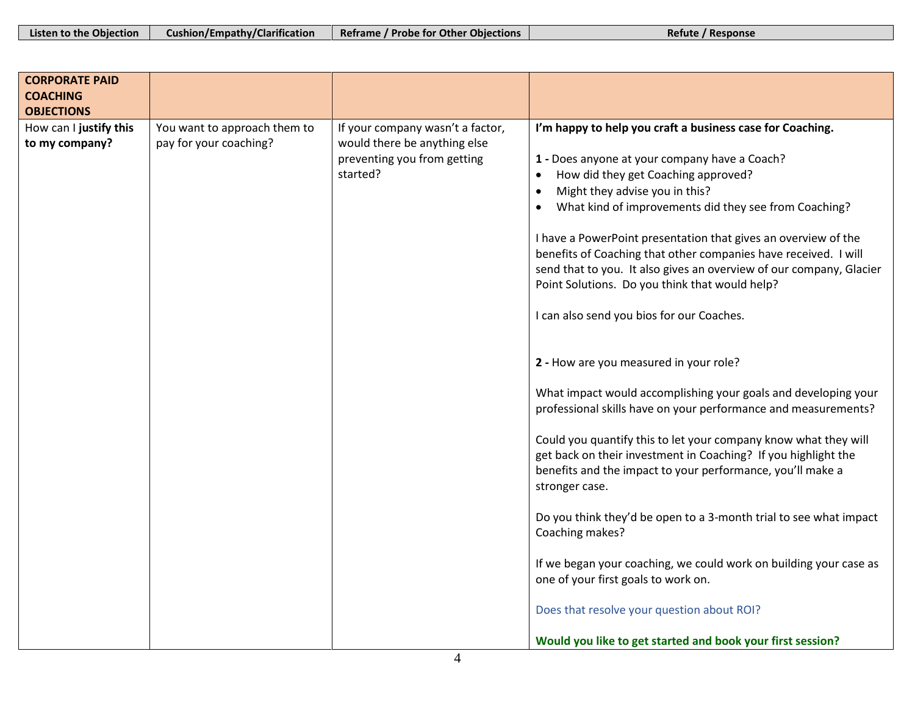| Listen to the Objection | Cushion/Empathy/Clarification | Reframe / Probe for Other Objections | Refute / Response |
|---|---|---|---|
| **CORPORATE PAID COACHING OBJECTIONS** | | | |
| How can I **justify this to my company?** | You want to approach them to pay for your coaching? | If your company wasn't a factor, would there be anything else preventing you from getting started? | **I'm happy to help you craft a business case for Coaching.**<br><br>**1 -** Does anyone at your company have a Coach?<br>• How did they get Coaching approved?<br>• Might they advise you in this?<br>• What kind of improvements did they see from Coaching?<br><br>I have a PowerPoint presentation that gives an overview of the benefits of Coaching that other companies have received. I will send that to you. It also gives an overview of our company, Glacier Point Solutions. Do you think that would help?<br><br>I can also send you bios for our Coaches.<br><br>**2 -** How are you measured in your role?<br><br>What impact would accomplishing your goals and developing your professional skills have on your performance and measurements?<br><br>Could you quantify this to let your company know what they will get back on their investment in Coaching? If you highlight the benefits and the impact to your performance, you'll make a stronger case.<br><br>Do you think they'd be open to a 3-month trial to see what impact Coaching makes?<br><br>If we began your coaching, we could work on building your case as one of your first goals to work on.<br><br>Does that resolve your question about ROI?<br><br>**Would you like to get started and book your first session?** |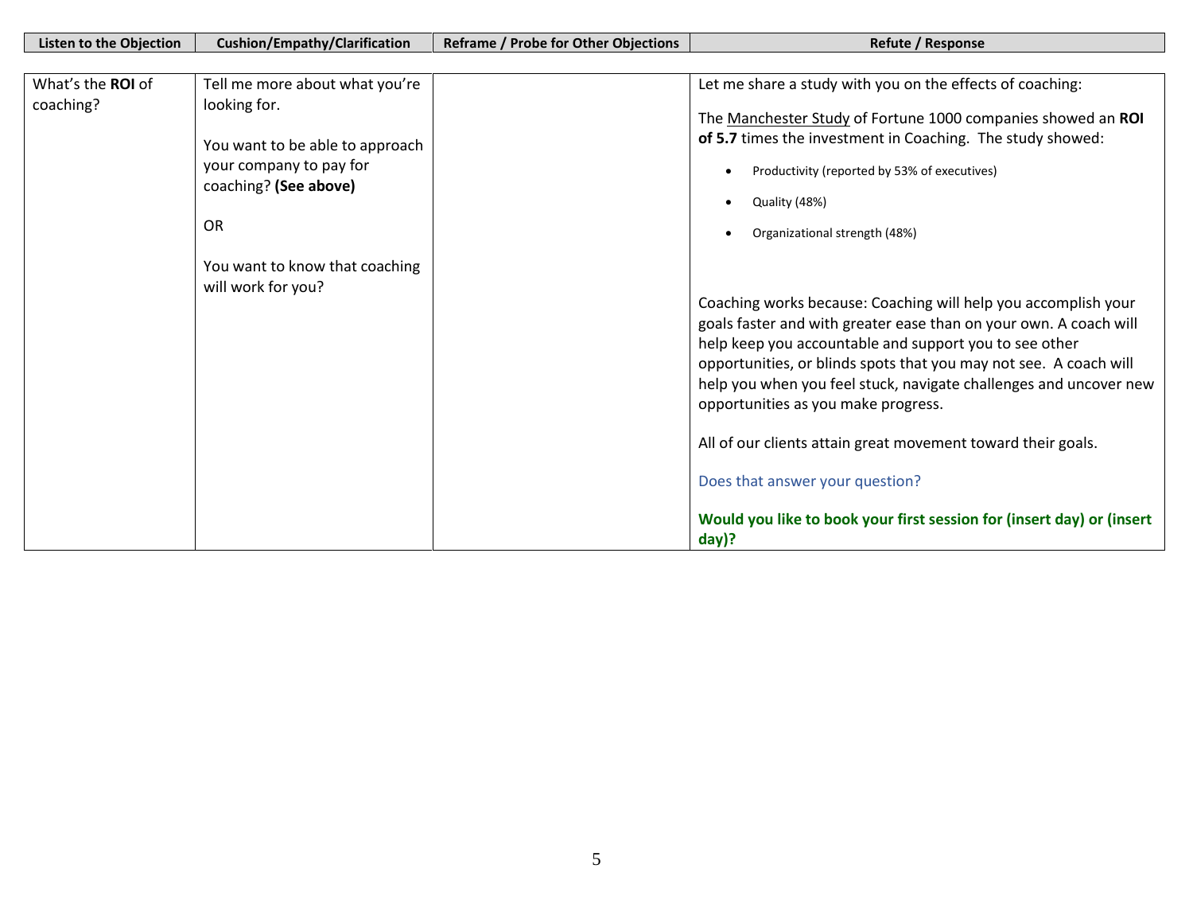| Listen to the Objection | Cushion/Empathy/Clarification | Reframe / Probe for Other Objections | Refute / Response |
|---|---|---|---|
| What's the **ROI** of coaching? | Tell me more about what you're looking for.<br><br>You want to be able to approach your company to pay for coaching? **(See above)**<br><br>OR<br><br>You want to know that coaching will work for you? | | Let me share a study with you on the effects of coaching:<br><br>The Manchester Study of Fortune 1000 companies showed an **ROI of 5.7** times the investment in Coaching. The study showed:<br><br>• Productivity (reported by 53% of executives)<br>• Quality (48%)<br>• Organizational strength (48%)<br><br>Coaching works because: Coaching will help you accomplish your goals faster and with greater ease than on your own. A coach will help keep you accountable and support you to see other opportunities, or blinds spots that you may not see. A coach will help you when you feel stuck, navigate challenges and uncover new opportunities as you make progress.<br><br>All of our clients attain great movement toward their goals.<br><br>Does that answer your question?<br><br>**Would you like to book your first session for (insert day) or (insert day)?** |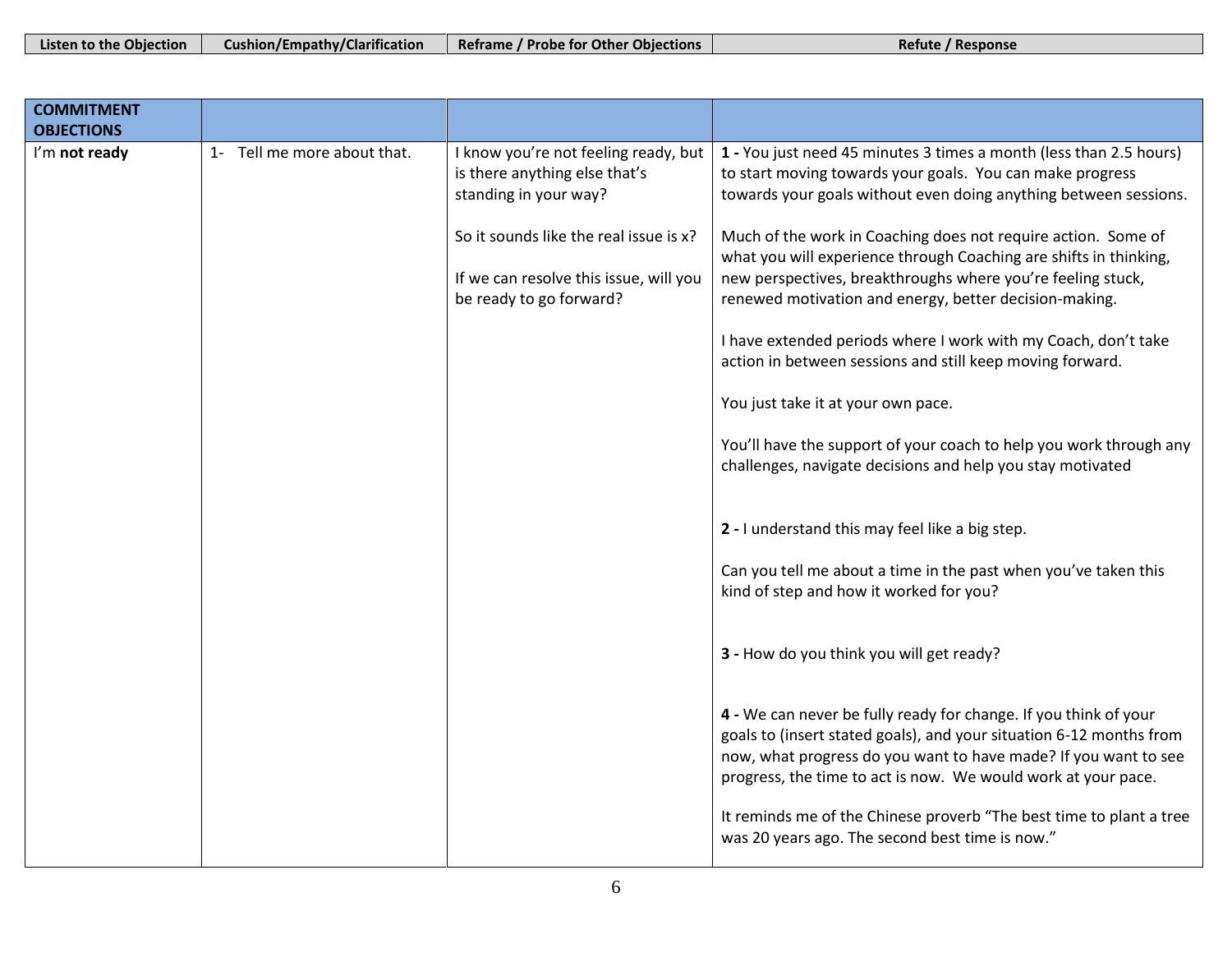| Listen to the Objection | Cushion/Empathy/Clarification | Reframe / Probe for Other Objections | Refute / Response |
|---|---|---|---|
| **COMMITMENT OBJECTIONS** | | | |
| I'm **not ready** | 1- Tell me more about that. | I know you're not feeling ready, but is there anything else that's standing in your way?<br><br>So it sounds like the real issue is x?<br><br>If we can resolve this issue, will you be ready to go forward? | **1 -** You just need 45 minutes 3 times a month (less than 2.5 hours) to start moving towards your goals. You can make progress towards your goals without even doing anything between sessions.<br><br>Much of the work in Coaching does not require action. Some of what you will experience through Coaching are shifts in thinking, new perspectives, breakthroughs where you're feeling stuck, renewed motivation and energy, better decision-making.<br><br>I have extended periods where I work with my Coach, don't take action in between sessions and still keep moving forward.<br><br>You just take it at your own pace.<br><br>You'll have the support of your coach to help you work through any challenges, navigate decisions and help you stay motivated<br><br>**2 -** I understand this may feel like a big step.<br><br>Can you tell me about a time in the past when you've taken this kind of step and how it worked for you?<br><br>**3 -** How do you think you will get ready?<br><br>**4 -** We can never be fully ready for change. If you think of your goals to (insert stated goals), and your situation 6-12 months from now, what progress do you want to have made? If you want to see progress, the time to act is now. We would work at your pace.<br><br>It reminds me of the Chinese proverb "The best time to plant a tree was 20 years ago. The second best time is now." |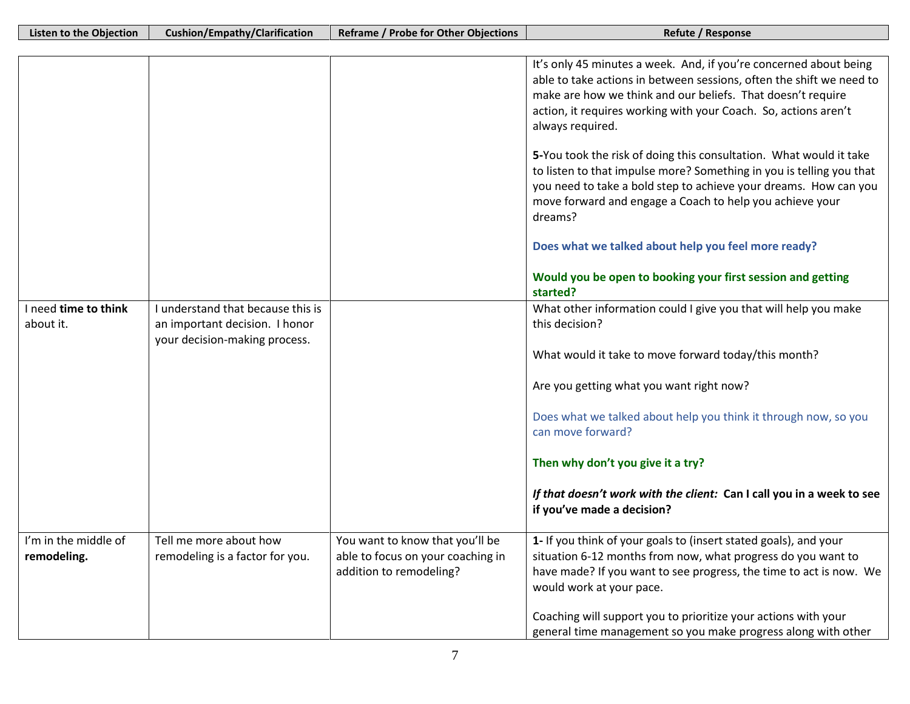| Listen to the Objection | Cushion/Empathy/Clarification | Reframe / Probe for Other Objections | Refute / Response |
|---|---|---|---|
| | | | It's only 45 minutes a week. And, if you're concerned about being able to take actions in between sessions, often the shift we need to make are how we think and our beliefs. That doesn't require action, it requires working with your Coach. So, actions aren't always required.<br><br>**5-**You took the risk of doing this consultation. What would it take to listen to that impulse more? Something in you is telling you that you need to take a bold step to achieve your dreams. How can you move forward and engage a Coach to help you achieve your dreams?<br><br>**Does what we talked about help you feel more ready?**<br><br>**Would you be open to booking your first session and getting started?** |
| I need **time to think** about it. | I understand that because this is an important decision. I honor your decision-making process. | | What other information could I give you that will help you make this decision?<br><br>What would it take to move forward today/this month?<br><br>Are you getting what you want right now?<br><br>Does what we talked about help you think it through now, so you can move forward?<br><br>**Then why don't you give it a try?**<br><br>***If that doesn't work with the client:*** **Can I call you in a week to see if you've made a decision?** |
| I'm in the middle of **remodeling.** | Tell me more about how remodeling is a factor for you. | You want to know that you'll be able to focus on your coaching in addition to remodeling? | **1-** If you think of your goals to (insert stated goals), and your situation 6-12 months from now, what progress do you want to have made? If you want to see progress, the time to act is now. We would work at your pace.<br><br>Coaching will support you to prioritize your actions with your general time management so you make progress along with other |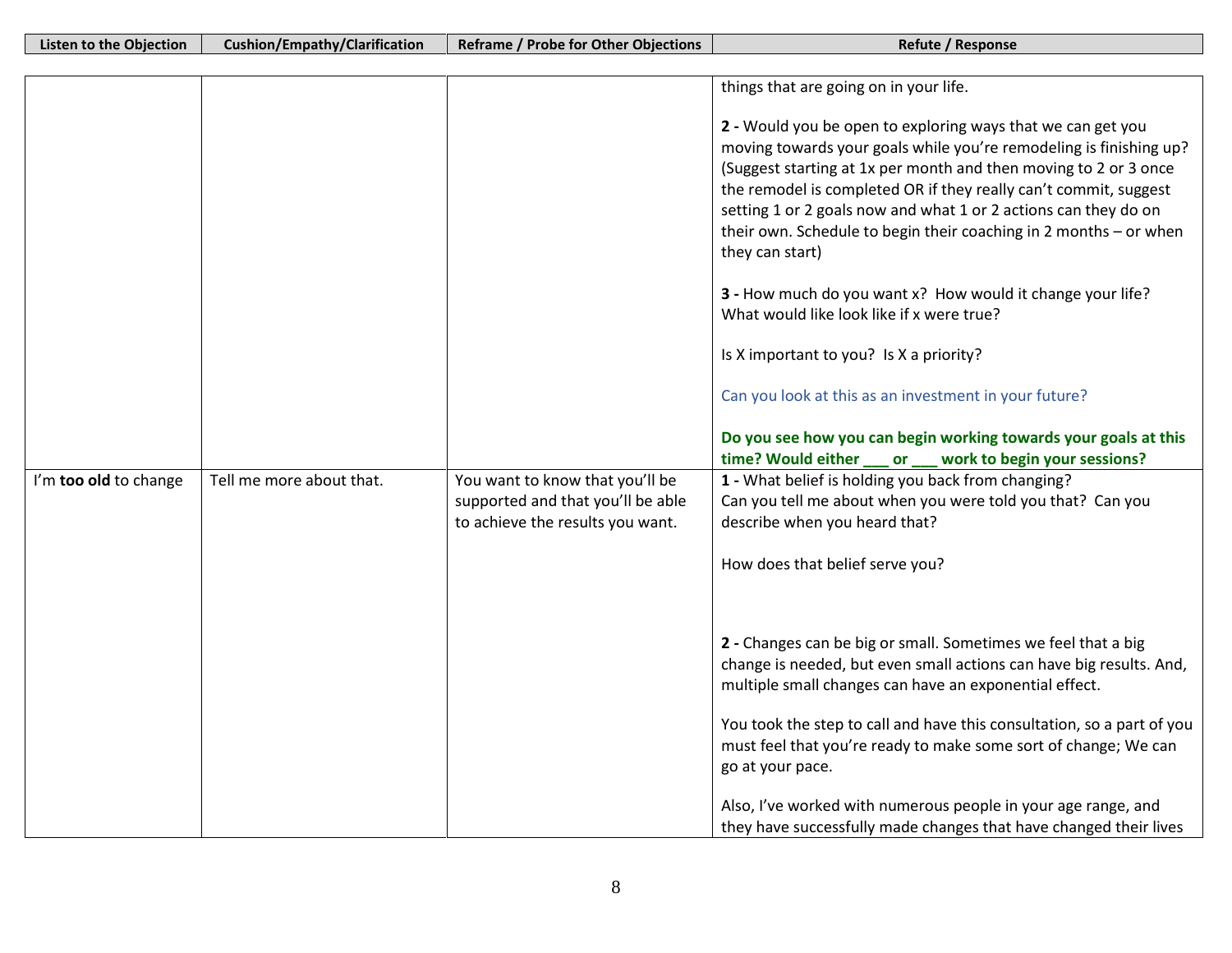| Listen to the Objection | Cushion/Empathy/Clarification | Reframe / Probe for Other Objections | Refute / Response |
|---|---|---|---|
| | | | things that are going on in your life.<br><br>**2 -** Would you be open to exploring ways that we can get you moving towards your goals while you're remodeling is finishing up? (Suggest starting at 1x per month and then moving to 2 or 3 once the remodel is completed OR if they really can't commit, suggest setting 1 or 2 goals now and what 1 or 2 actions can they do on their own. Schedule to begin their coaching in 2 months – or when they can start)<br><br>**3 -** How much do you want x? How would it change your life? What would like look like if x were true?<br><br>Is X important to you? Is X a priority?<br><br>Can you look at this as an investment in your future?<br><br>**Do you see how you can begin working towards your goals at this time? Would either ___ or ___ work to begin your sessions?** |
| I'm **too old** to change | Tell me more about that. | You want to know that you'll be supported and that you'll be able to achieve the results you want. | **1 -** What belief is holding you back from changing?<br>Can you tell me about when you were told you that? Can you describe when you heard that?<br><br>How does that belief serve you?<br><br>**2 -** Changes can be big or small. Sometimes we feel that a big change is needed, but even small actions can have big results. And, multiple small changes can have an exponential effect.<br><br>You took the step to call and have this consultation, so a part of you must feel that you're ready to make some sort of change; We can go at your pace.<br><br>Also, I've worked with numerous people in your age range, and they have successfully made changes that have changed their lives |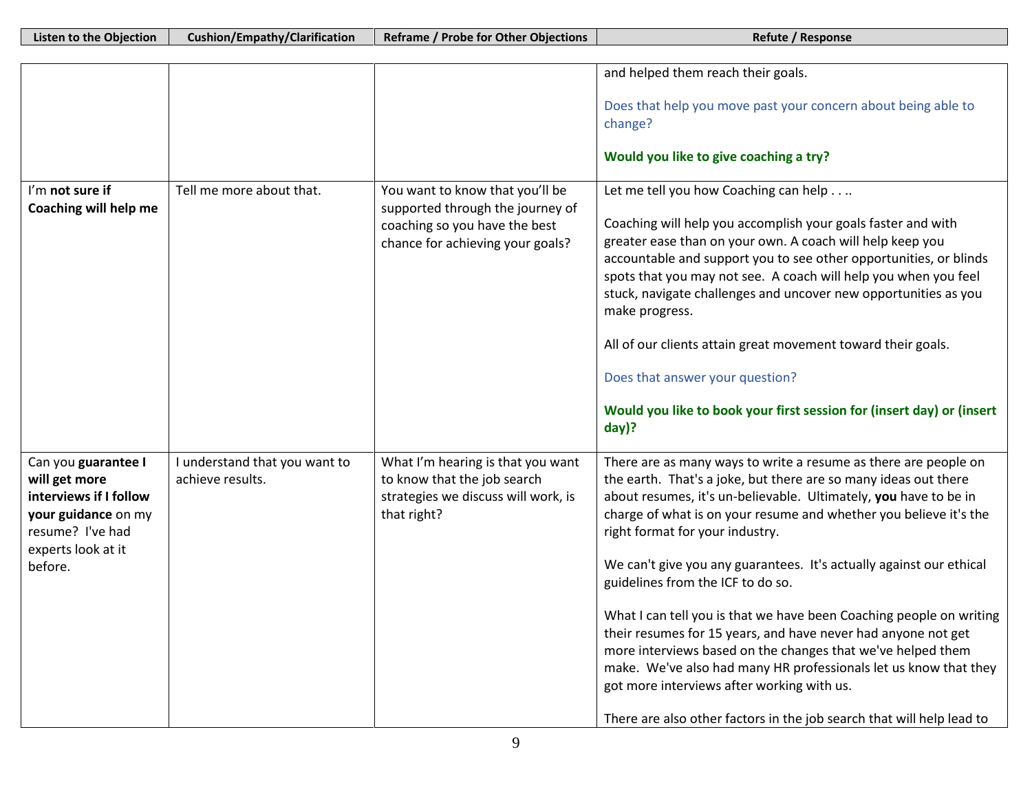| Listen to the Objection | Cushion/Empathy/Clarification | Reframe / Probe for Other Objections | Refute / Response |
|---|---|---|---|
| | | | and helped them reach their goals.<br><br>Does that help you move past your concern about being able to change?<br><br>**Would you like to give coaching a try?** |
| I'm **not sure if Coaching will help me** | Tell me more about that. | You want to know that you'll be supported through the journey of coaching so you have the best chance for achieving your goals? | Let me tell you how Coaching can help . . ..<br><br>Coaching will help you accomplish your goals faster and with greater ease than on your own. A coach will help keep you accountable and support you to see other opportunities, or blinds spots that you may not see. A coach will help you when you feel stuck, navigate challenges and uncover new opportunities as you make progress.<br><br>All of our clients attain great movement toward their goals.<br><br>Does that answer your question?<br><br>**Would you like to book your first session for (insert day) or (insert day)?** |
| Can you **guarantee I will get more interviews if I follow your guidance** on my resume? I've had experts look at it before. | I understand that you want to achieve results. | What I'm hearing is that you want to know that the job search strategies we discuss will work, is that right? | There are as many ways to write a resume as there are people on the earth. That's a joke, but there are so many ideas out there about resumes, it's un-believable. Ultimately, **you** have to be in charge of what is on your resume and whether you believe it's the right format for your industry.<br><br>We can't give you any guarantees. It's actually against our ethical guidelines from the ICF to do so.<br><br>What I can tell you is that we have been Coaching people on writing their resumes for 15 years, and have never had anyone not get more interviews based on the changes that we've helped them make. We've also had many HR professionals let us know that they got more interviews after working with us.<br><br>There are also other factors in the job search that will help lead to |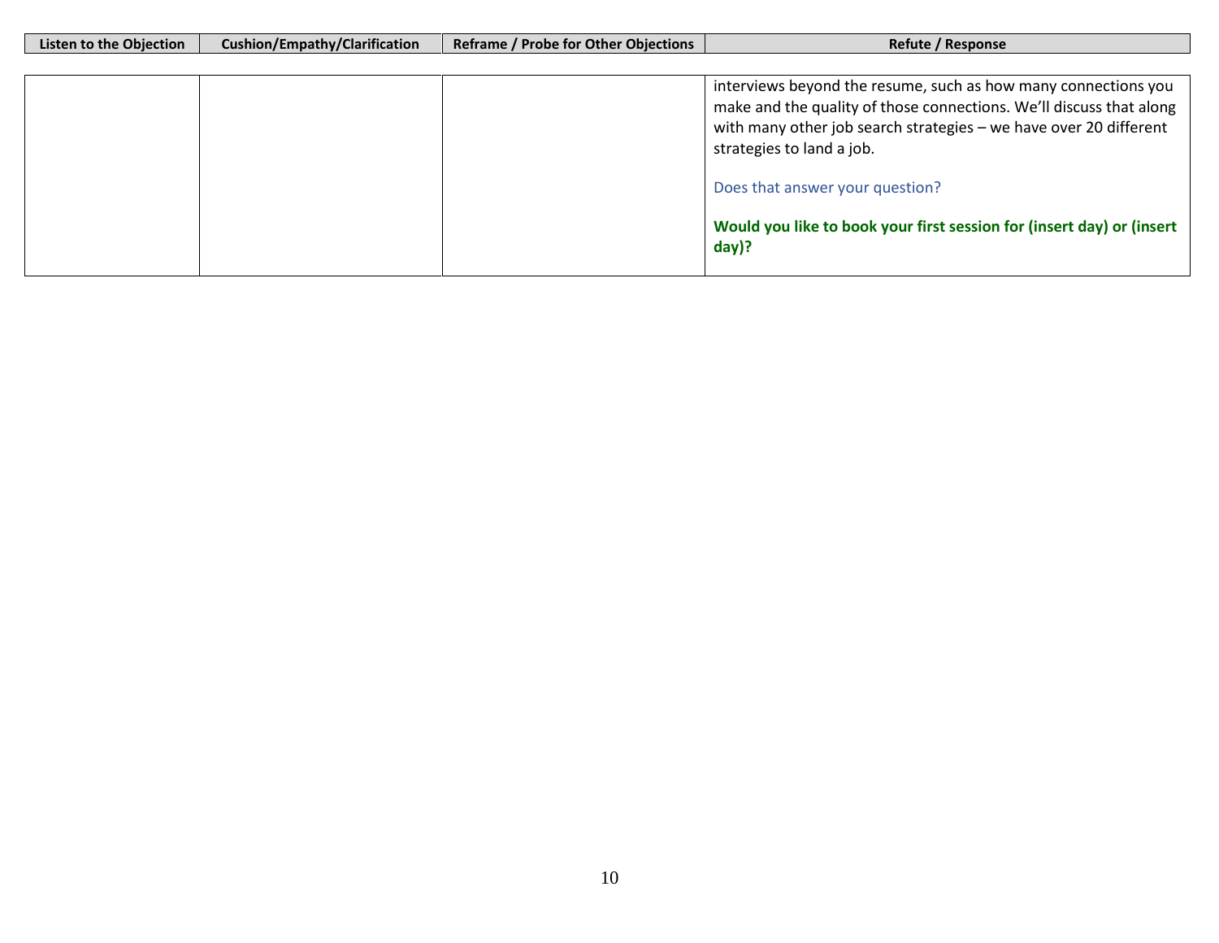| Listen to the Objection | Cushion/Empathy/Clarification | Reframe / Probe for Other Objections | Refute / Response |
|---|---|---|---|
| | | | interviews beyond the resume, such as how many connections you make and the quality of those connections. We'll discuss that along with many other job search strategies – we have over 20 different strategies to land a job.<br><br>Does that answer your question?<br><br>**Would you like to book your first session for (insert day) or (insert day)?** |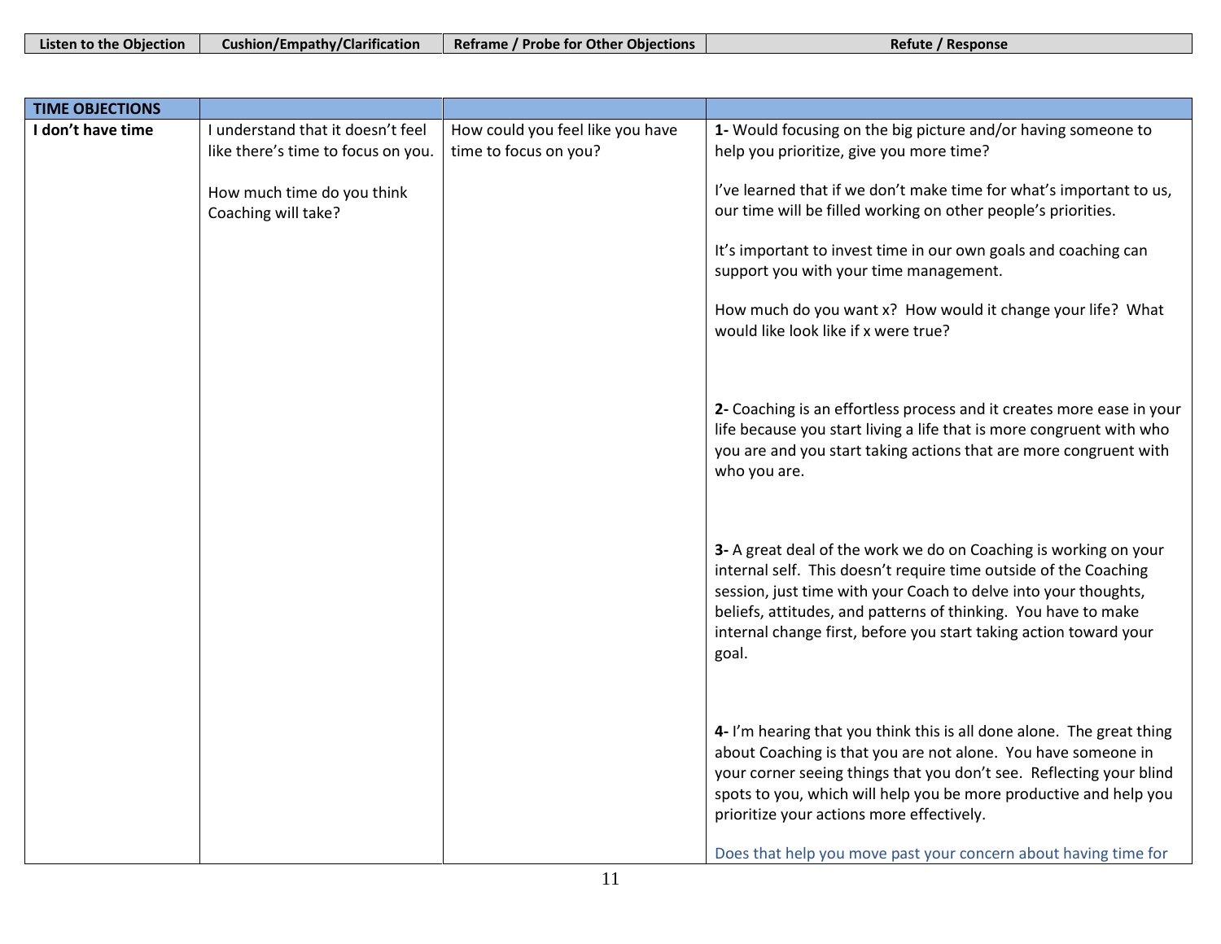| Listen to the Objection | Cushion/Empathy/Clarification | Reframe / Probe for Other Objections | Refute / Response |
|---|---|---|---|
| **TIME OBJECTIONS** | | | |
| **I don't have time** | I understand that it doesn't feel like there's time to focus on you.<br><br>How much time do you think Coaching will take? | How could you feel like you have time to focus on you? | **1-** Would focusing on the big picture and/or having someone to help you prioritize, give you more time?<br><br>I've learned that if we don't make time for what's important to us, our time will be filled working on other people's priorities.<br><br>It's important to invest time in our own goals and coaching can support you with your time management.<br><br>How much do you want x? How would it change your life? What would like look like if x were true?<br><br>**2-** Coaching is an effortless process and it creates more ease in your life because you start living a life that is more congruent with who you are and you start taking actions that are more congruent with who you are.<br><br>**3-** A great deal of the work we do on Coaching is working on your internal self. This doesn't require time outside of the Coaching session, just time with your Coach to delve into your thoughts, beliefs, attitudes, and patterns of thinking. You have to make internal change first, before you start taking action toward your goal.<br><br>**4-** I'm hearing that you think this is all done alone. The great thing about Coaching is that you are not alone. You have someone in your corner seeing things that you don't see. Reflecting your blind spots to you, which will help you be more productive and help you prioritize your actions more effectively.<br><br>Does that help you move past your concern about having time for |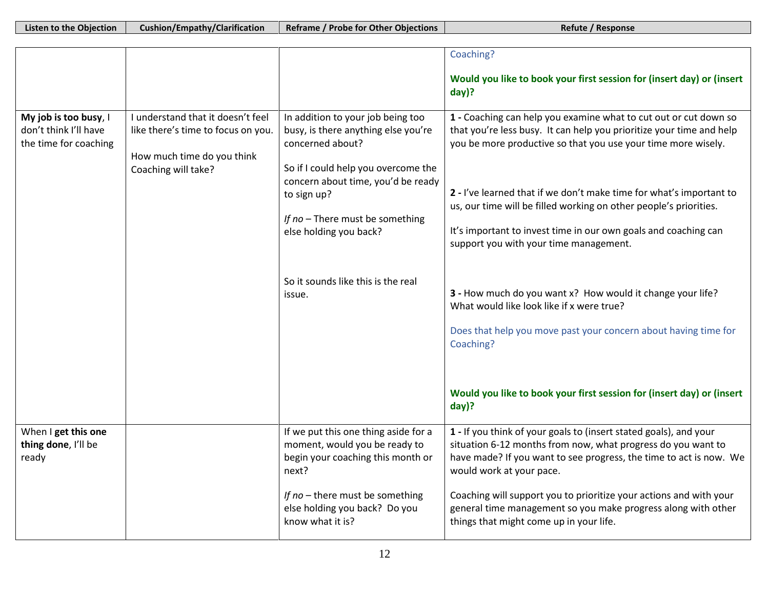| Listen to the Objection | Cushion/Empathy/Clarification | Reframe / Probe for Other Objections | Refute / Response |
|---|---|---|---|
| | | | Coaching?<br><br>**Would you like to book your first session for (insert day) or (insert day)?** |
| **My job is too busy**, I don't think I'll have the time for coaching | I understand that it doesn't feel like there's time to focus on you.<br><br>How much time do you think Coaching will take? | In addition to your job being too busy, is there anything else you're concerned about?<br><br>So if I could help you overcome the concern about time, you'd be ready to sign up?<br><br>*If no* – There must be something else holding you back?<br><br>So it sounds like this is the real issue. | **1 -** Coaching can help you examine what to cut out or cut down so that you're less busy. It can help you prioritize your time and help you be more productive so that you use your time more wisely.<br><br>**2 -** I've learned that if we don't make time for what's important to us, our time will be filled working on other people's priorities.<br><br>It's important to invest time in our own goals and coaching can support you with your time management.<br><br>**3 -** How much do you want x? How would it change your life? What would like look like if x were true?<br><br>Does that help you move past your concern about having time for Coaching?<br><br>**Would you like to book your first session for (insert day) or (insert day)?** |
| When I **get this one thing done**, I'll be ready | | If we put this one thing aside for a moment, would you be ready to begin your coaching this month or next?<br><br>*If no* – there must be something else holding you back? Do you know what it is? | **1 -** If you think of your goals to (insert stated goals), and your situation 6-12 months from now, what progress do you want to have made? If you want to see progress, the time to act is now. We would work at your pace.<br><br>Coaching will support you to prioritize your actions and with your general time management so you make progress along with other things that might come up in your life. |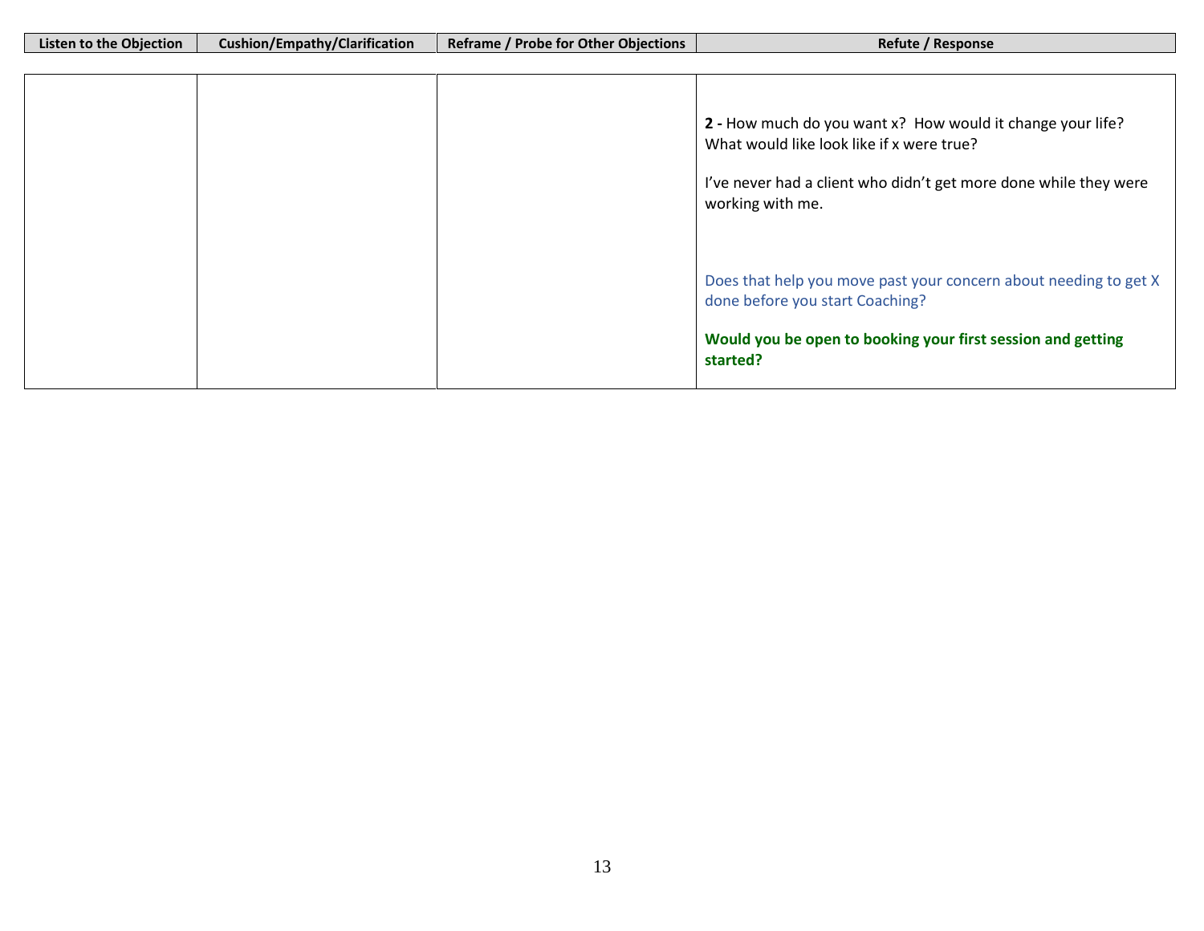| Listen to the Objection | Cushion/Empathy/Clarification | Reframe / Probe for Other Objections | Refute / Response |
|---|---|---|---|
| | | | **2 -** How much do you want x? How would it change your life? What would like look like if x were true?<br><br>I've never had a client who didn't get more done while they were working with me.<br><br>Does that help you move past your concern about needing to get X done before you start Coaching?<br><br>**Would you be open to booking your first session and getting started?** |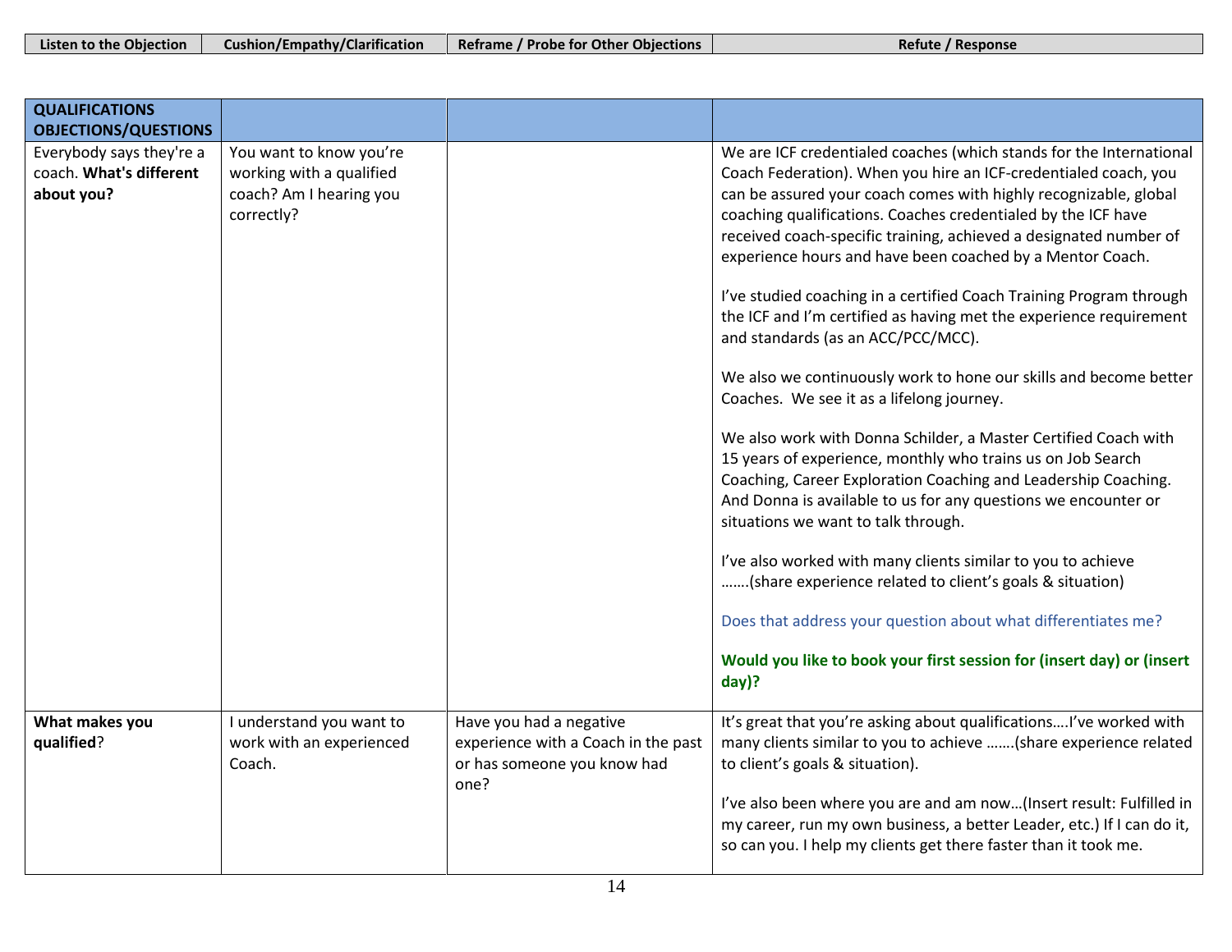| Listen to the Objection | Cushion/Empathy/Clarification | Reframe / Probe for Other Objections | Refute / Response |
|---|---|---|---|
| **QUALIFICATIONS OBJECTIONS/QUESTIONS** | | | |
| Everybody says they're a coach. **What's different about you?** | You want to know you're working with a qualified coach? Am I hearing you correctly? | | We are ICF credentialed coaches (which stands for the International Coach Federation). When you hire an ICF-credentialed coach, you can be assured your coach comes with highly recognizable, global coaching qualifications. Coaches credentialed by the ICF have received coach-specific training, achieved a designated number of experience hours and have been coached by a Mentor Coach.<br><br>I've studied coaching in a certified Coach Training Program through the ICF and I'm certified as having met the experience requirement and standards (as an ACC/PCC/MCC).<br><br>We also we continuously work to hone our skills and become better Coaches. We see it as a lifelong journey.<br><br>We also work with Donna Schilder, a Master Certified Coach with 15 years of experience, monthly who trains us on Job Search Coaching, Career Exploration Coaching and Leadership Coaching. And Donna is available to us for any questions we encounter or situations we want to talk through.<br><br>I've also worked with many clients similar to you to achieve …….(share experience related to client's goals & situation)<br><br>Does that address your question about what differentiates me?<br><br>**Would you like to book your first session for (insert day) or (insert day)?** |
| **What makes you qualified**? | I understand you want to work with an experienced Coach. | Have you had a negative experience with a Coach in the past or has someone you know had one? | It's great that you're asking about qualifications….I've worked with many clients similar to you to achieve …….(share experience related to client's goals & situation).<br><br>I've also been where you are and am now…(Insert result: Fulfilled in my career, run my own business, a better Leader, etc.) If I can do it, so can you. I help my clients get there faster than it took me. |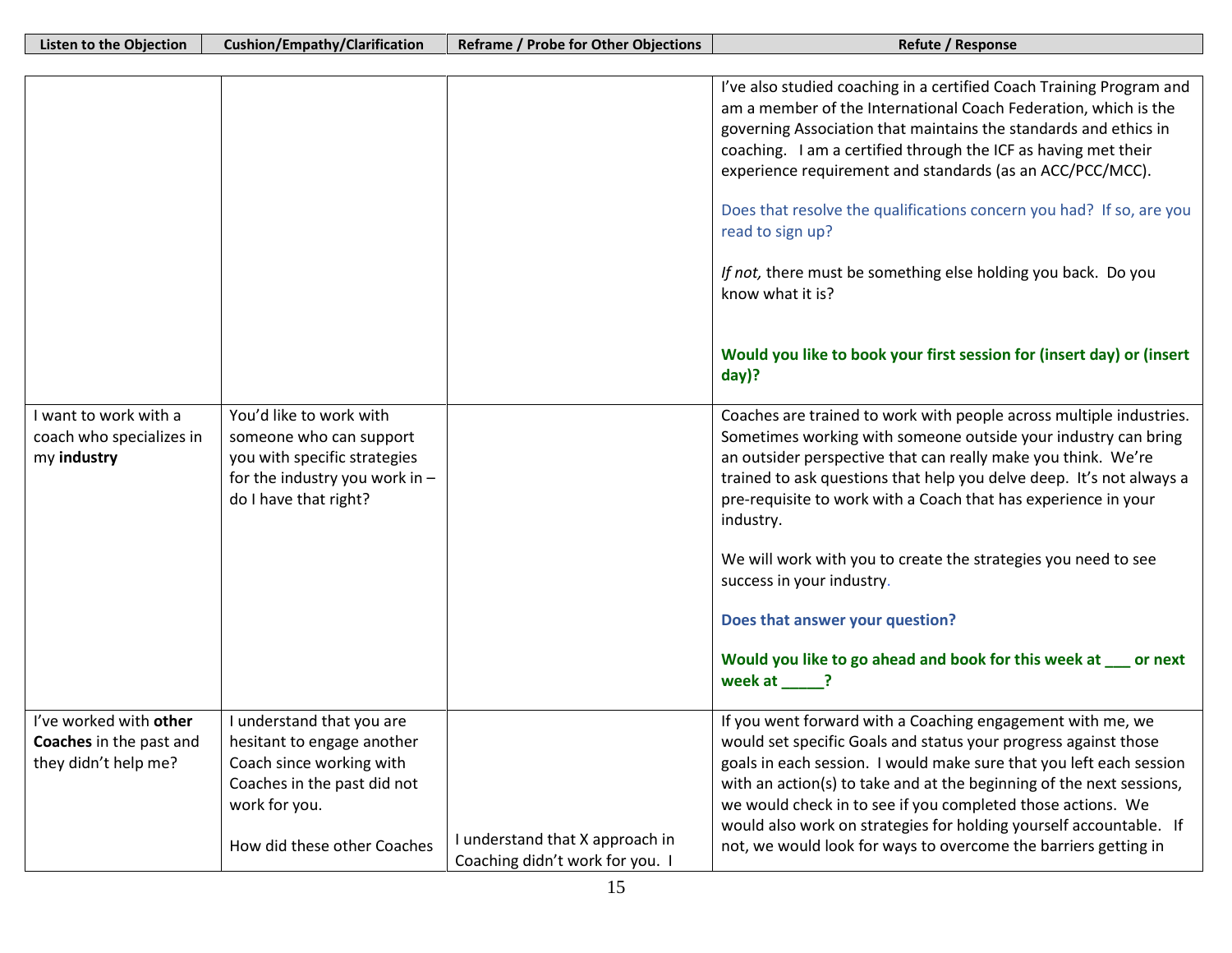| Listen to the Objection | Cushion/Empathy/Clarification | Reframe / Probe for Other Objections | Refute / Response |
|---|---|---|---|
| | | | I've also studied coaching in a certified Coach Training Program and am a member of the International Coach Federation, which is the governing Association that maintains the standards and ethics in coaching. I am a certified through the ICF as having met their experience requirement and standards (as an ACC/PCC/MCC).<br><br>Does that resolve the qualifications concern you had? If so, are you read to sign up?<br><br>*If not,* there must be something else holding you back. Do you know what it is?<br><br>**Would you like to book your first session for (insert day) or (insert day)?** |
| I want to work with a coach who specializes in my **industry** | You'd like to work with someone who can support you with specific strategies for the industry you work in – do I have that right? | | Coaches are trained to work with people across multiple industries. Sometimes working with someone outside your industry can bring an outsider perspective that can really make you think. We're trained to ask questions that help you delve deep. It's not always a pre-requisite to work with a Coach that has experience in your industry.<br><br>We will work with you to create the strategies you need to see success in your industry.<br><br>**Does that answer your question?**<br><br>**Would you like to go ahead and book for this week at ___ or next week at _____?** |
| I've worked with **other Coaches** in the past and they didn't help me? | I understand that you are hesitant to engage another Coach since working with Coaches in the past did not work for you.<br><br>How did these other Coaches | I understand that X approach in Coaching didn't work for you. I | If you went forward with a Coaching engagement with me, we would set specific Goals and status your progress against those goals in each session. I would make sure that you left each session with an action(s) to take and at the beginning of the next sessions, we would check in to see if you completed those actions. We would also work on strategies for holding yourself accountable. If not, we would look for ways to overcome the barriers getting in |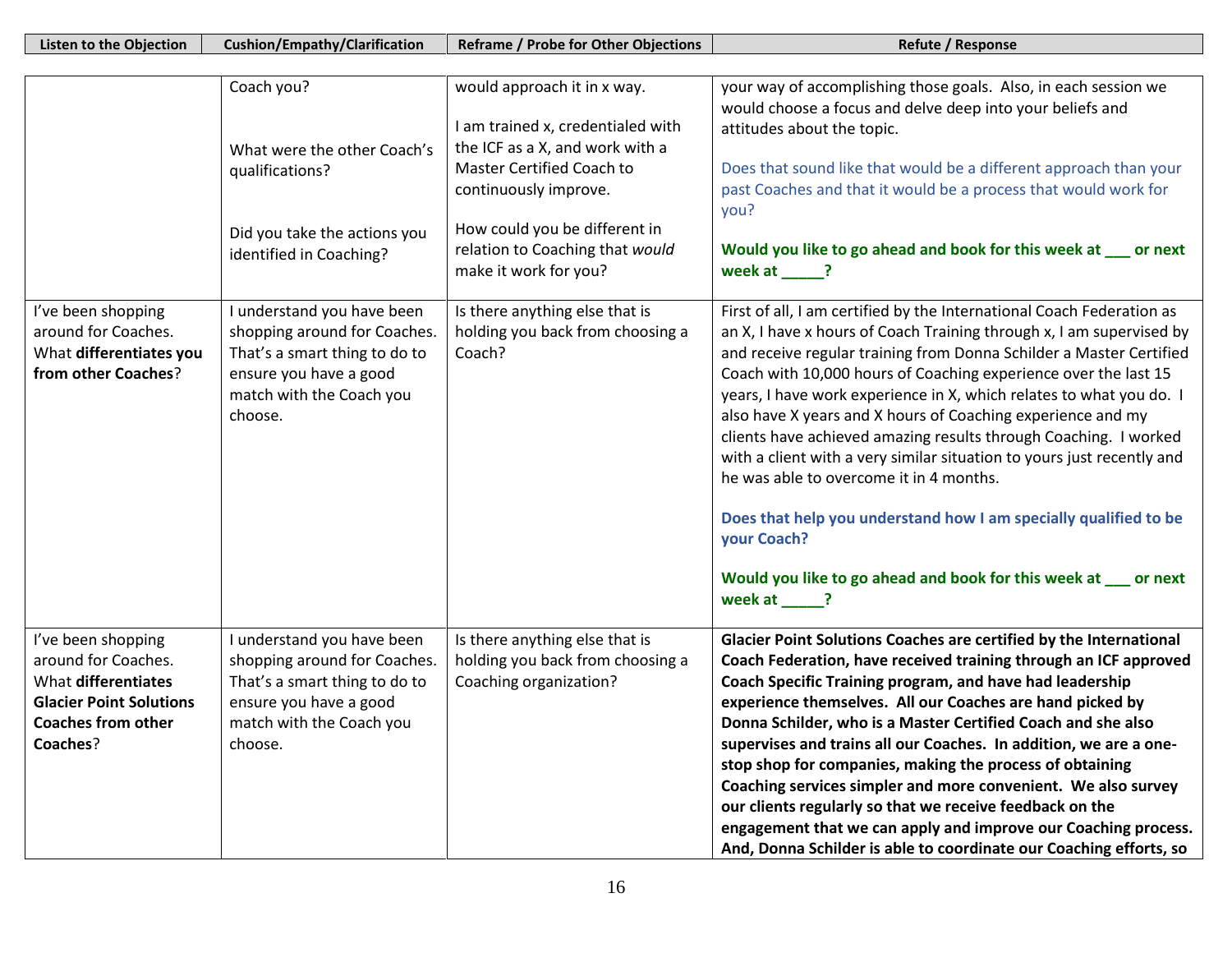| Listen to the Objection | Cushion/Empathy/Clarification | Reframe / Probe for Other Objections | Refute / Response |
|---|---|---|---|
| | Coach you?<br><br>What were the other Coach's qualifications?<br><br>Did you take the actions you identified in Coaching? | would approach it in x way.<br><br>I am trained x, credentialed with the ICF as a X, and work with a Master Certified Coach to continuously improve.<br><br>How could you be different in relation to Coaching that *would* make it work for you? | your way of accomplishing those goals. Also, in each session we would choose a focus and delve deep into your beliefs and attitudes about the topic.<br><br>Does that sound like that would be a different approach than your past Coaches and that it would be a process that would work for you?<br><br>**Would you like to go ahead and book for this week at ___ or next week at _____?** |
| I've been shopping around for Coaches. What **differentiates you from other Coaches**? | I understand you have been shopping around for Coaches. That's a smart thing to do to ensure you have a good match with the Coach you choose. | Is there anything else that is holding you back from choosing a Coach? | First of all, I am certified by the International Coach Federation as an X, I have x hours of Coach Training through x, I am supervised by and receive regular training from Donna Schilder a Master Certified Coach with 10,000 hours of Coaching experience over the last 15 years, I have work experience in X, which relates to what you do. I also have X years and X hours of Coaching experience and my clients have achieved amazing results through Coaching. I worked with a client with a very similar situation to yours just recently and he was able to overcome it in 4 months.<br><br>**Does that help you understand how I am specially qualified to be your Coach?**<br><br>**Would you like to go ahead and book for this week at ___ or next week at _____?** |
| I've been shopping around for Coaches. What **differentiates Glacier Point Solutions Coaches from other Coaches**? | I understand you have been shopping around for Coaches. That's a smart thing to do to ensure you have a good match with the Coach you choose. | Is there anything else that is holding you back from choosing a Coaching organization? | **Glacier Point Solutions Coaches are certified by the International Coach Federation, have received training through an ICF approved Coach Specific Training program, and have had leadership experience themselves. All our Coaches are hand picked by Donna Schilder, who is a Master Certified Coach and she also supervises and trains all our Coaches. In addition, we are a one-stop shop for companies, making the process of obtaining Coaching services simpler and more convenient. We also survey our clients regularly so that we receive feedback on the engagement that we can apply and improve our Coaching process. And, Donna Schilder is able to coordinate our Coaching efforts, so** |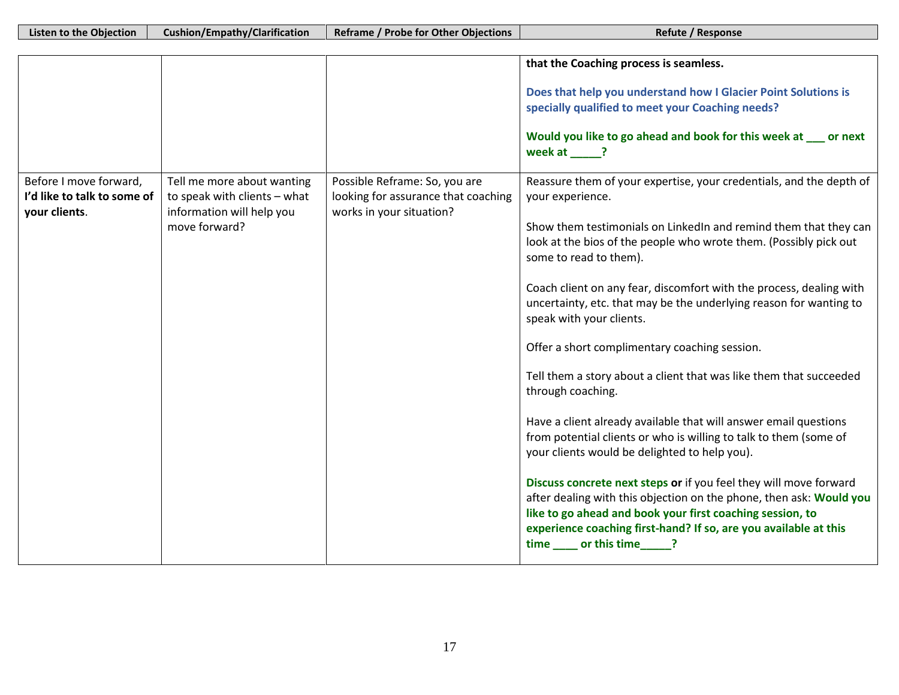| Listen to the Objection | Cushion/Empathy/Clarification | Reframe / Probe for Other Objections | Refute / Response |
|---|---|---|---|
| | | | **that the Coaching process is seamless.**<br><br>**Does that help you understand how I Glacier Point Solutions is specially qualified to meet your Coaching needs?**<br><br>**Would you like to go ahead and book for this week at ___ or next week at _____?** |
| Before I move forward, **I'd like to talk to some of your clients**. | Tell me more about wanting to speak with clients – what information will help you move forward? | Possible Reframe: So, you are looking for assurance that coaching works in your situation? | Reassure them of your expertise, your credentials, and the depth of your experience.<br><br>Show them testimonials on LinkedIn and remind them that they can look at the bios of the people who wrote them. (Possibly pick out some to read to them).<br><br>Coach client on any fear, discomfort with the process, dealing with uncertainty, etc. that may be the underlying reason for wanting to speak with your clients.<br><br>Offer a short complimentary coaching session.<br><br>Tell them a story about a client that was like them that succeeded through coaching.<br><br>Have a client already available that will answer email questions from potential clients or who is willing to talk to them (some of your clients would be delighted to help you).<br><br>**Discuss concrete next steps or** if you feel they will move forward after dealing with this objection on the phone, then ask: **Would you like to go ahead and book your first coaching session, to experience coaching first-hand? If so, are you available at this time ____ or this time_____?** |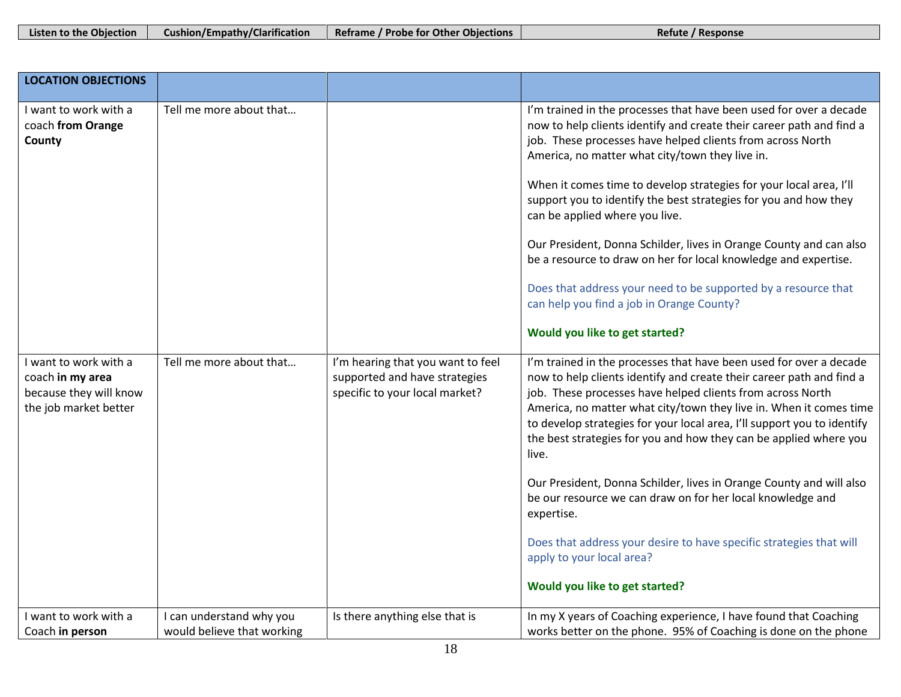| Listen to the Objection | Cushion/Empathy/Clarification | Reframe / Probe for Other Objections | Refute / Response |
|---|---|---|---|
| **LOCATION OBJECTIONS** | | | |
| I want to work with a coach **from Orange County** | Tell me more about that… | | I'm trained in the processes that have been used for over a decade now to help clients identify and create their career path and find a job. These processes have helped clients from across North America, no matter what city/town they live in.<br><br>When it comes time to develop strategies for your local area, I'll support you to identify the best strategies for you and how they can be applied where you live.<br><br>Our President, Donna Schilder, lives in Orange County and can also be a resource to draw on her for local knowledge and expertise.<br><br>Does that address your need to be supported by a resource that can help you find a job in Orange County?<br><br>**Would you like to get started?** |
| I want to work with a coach **in my area** because they will know the job market better | Tell me more about that… | I'm hearing that you want to feel supported and have strategies specific to your local market? | I'm trained in the processes that have been used for over a decade now to help clients identify and create their career path and find a job. These processes have helped clients from across North America, no matter what city/town they live in. When it comes time to develop strategies for your local area, I'll support you to identify the best strategies for you and how they can be applied where you live.<br><br>Our President, Donna Schilder, lives in Orange County and will also be our resource we can draw on for her local knowledge and expertise.<br><br>Does that address your desire to have specific strategies that will apply to your local area?<br><br>**Would you like to get started?** |
| I want to work with a Coach **in person** | I can understand why you would believe that working | Is there anything else that is | In my X years of Coaching experience, I have found that Coaching works better on the phone. 95% of Coaching is done on the phone |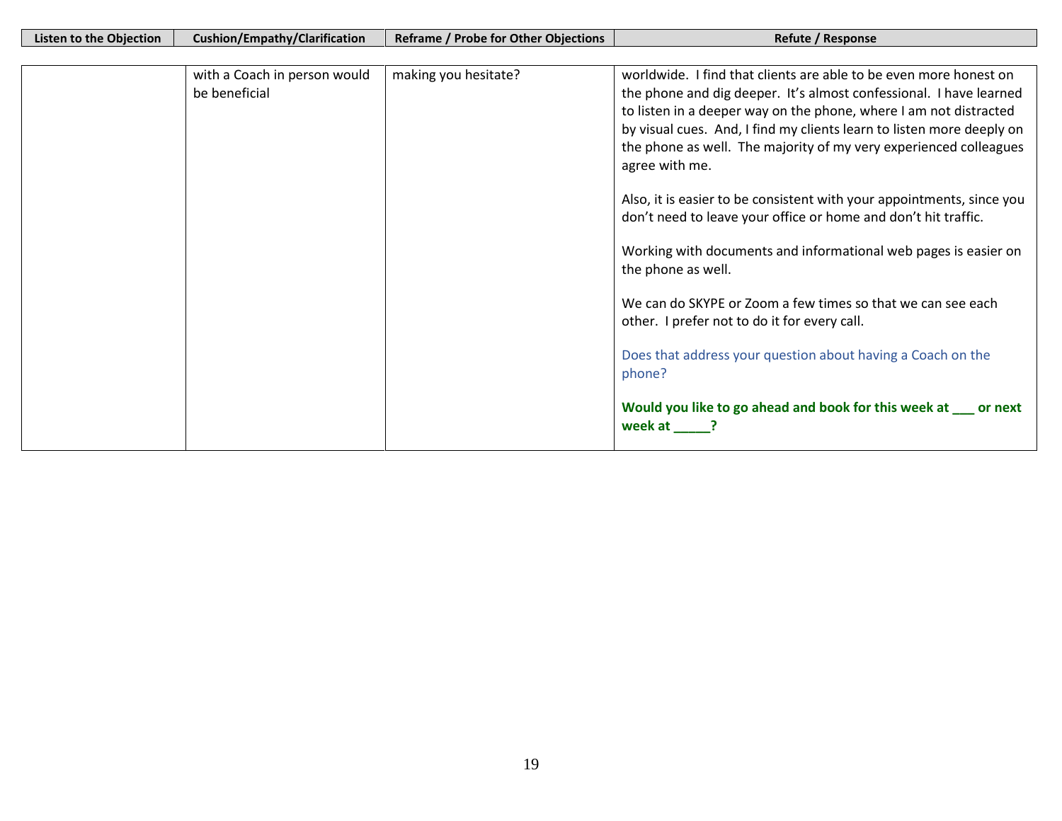| Listen to the Objection | Cushion/Empathy/Clarification | Reframe / Probe for Other Objections | Refute / Response |
|---|---|---|---|
| | with a Coach in person would be beneficial | making you hesitate? | worldwide. I find that clients are able to be even more honest on the phone and dig deeper. It's almost confessional. I have learned to listen in a deeper way on the phone, where I am not distracted by visual cues. And, I find my clients learn to listen more deeply on the phone as well. The majority of my very experienced colleagues agree with me.<br><br>Also, it is easier to be consistent with your appointments, since you don't need to leave your office or home and don't hit traffic.<br><br>Working with documents and informational web pages is easier on the phone as well.<br><br>We can do SKYPE or Zoom a few times so that we can see each other. I prefer not to do it for every call.<br><br>Does that address your question about having a Coach on the phone?<br><br>**Would you like to go ahead and book for this week at ___ or next week at _____?** |